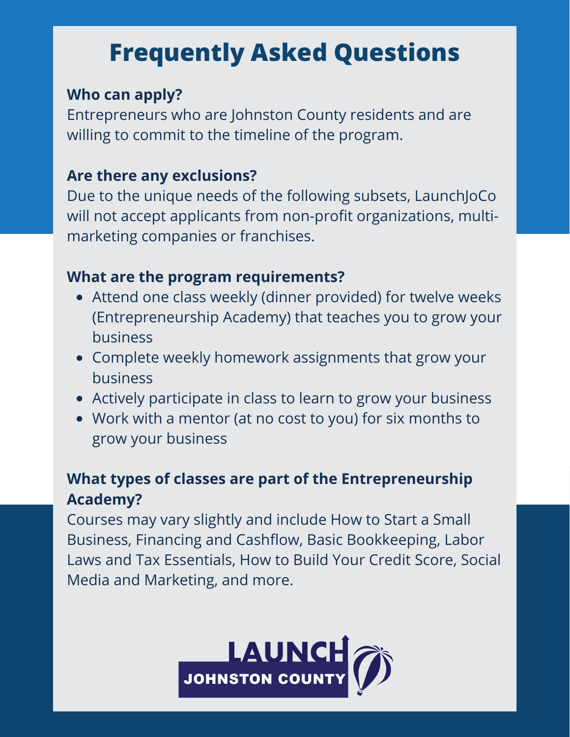# Frequently Asked Questions

### Who can apply?

Entrepreneurs who are Johnston County residents and are willing to commit to the timeline of the program.

### Are there any exclusions?

Due to the unique needs of the following subsets, LaunchJoCo will not accept applicants from non-profit organizations, multi-marketing companies or franchises.

### What are the program requirements?

- Attend one class weekly (dinner provided) for twelve weeks (Entrepreneurship Academy) that teaches you to grow your business
- Complete weekly homework assignments that grow your business
- Actively participate in class to learn to grow your business
- Work with a mentor (at no cost to you) for six months to grow your business

### What types of classes are part of the Entrepreneurship Academy?

Courses may vary slightly and include How to Start a Small Business, Financing and Cashflow, Basic Bookkeeping, Labor Laws and Tax Essentials, How to Build Your Credit Score, Social Media and Marketing, and more.

LAUNCH JOHNSTON COUNTY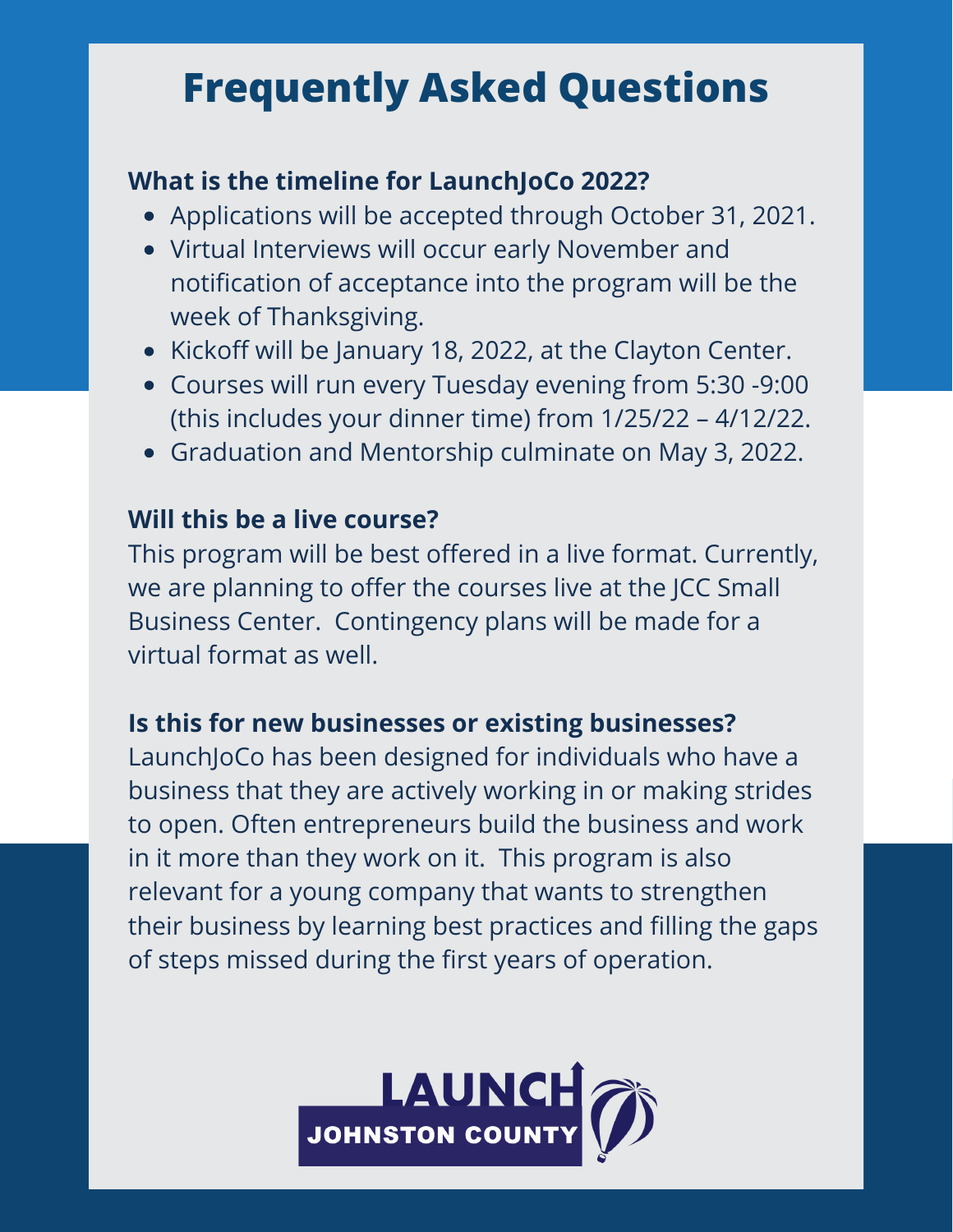# Frequently Asked Questions

**What is the timeline for LaunchJoCo 2022?**

- Applications will be accepted through October 31, 2021.
- Virtual Interviews will occur early November and notification of acceptance into the program will be the week of Thanksgiving.
- Kickoff will be January 18, 2022, at the Clayton Center.
- Courses will run every Tuesday evening from 5:30 -9:00 (this includes your dinner time) from 1/25/22 – 4/12/22.
- Graduation and Mentorship culminate on May 3, 2022.

**Will this be a live course?**

This program will be best offered in a live format. Currently, we are planning to offer the courses live at the JCC Small Business Center. Contingency plans will be made for a virtual format as well.

**Is this for new businesses or existing businesses?**

LaunchJoCo has been designed for individuals who have a business that they are actively working in or making strides to open. Often entrepreneurs build the business and work in it more than they work on it. This program is also relevant for a young company that wants to strengthen their business by learning best practices and filling the gaps of steps missed during the first years of operation.

LAUNCH JOHNSTON COUNTY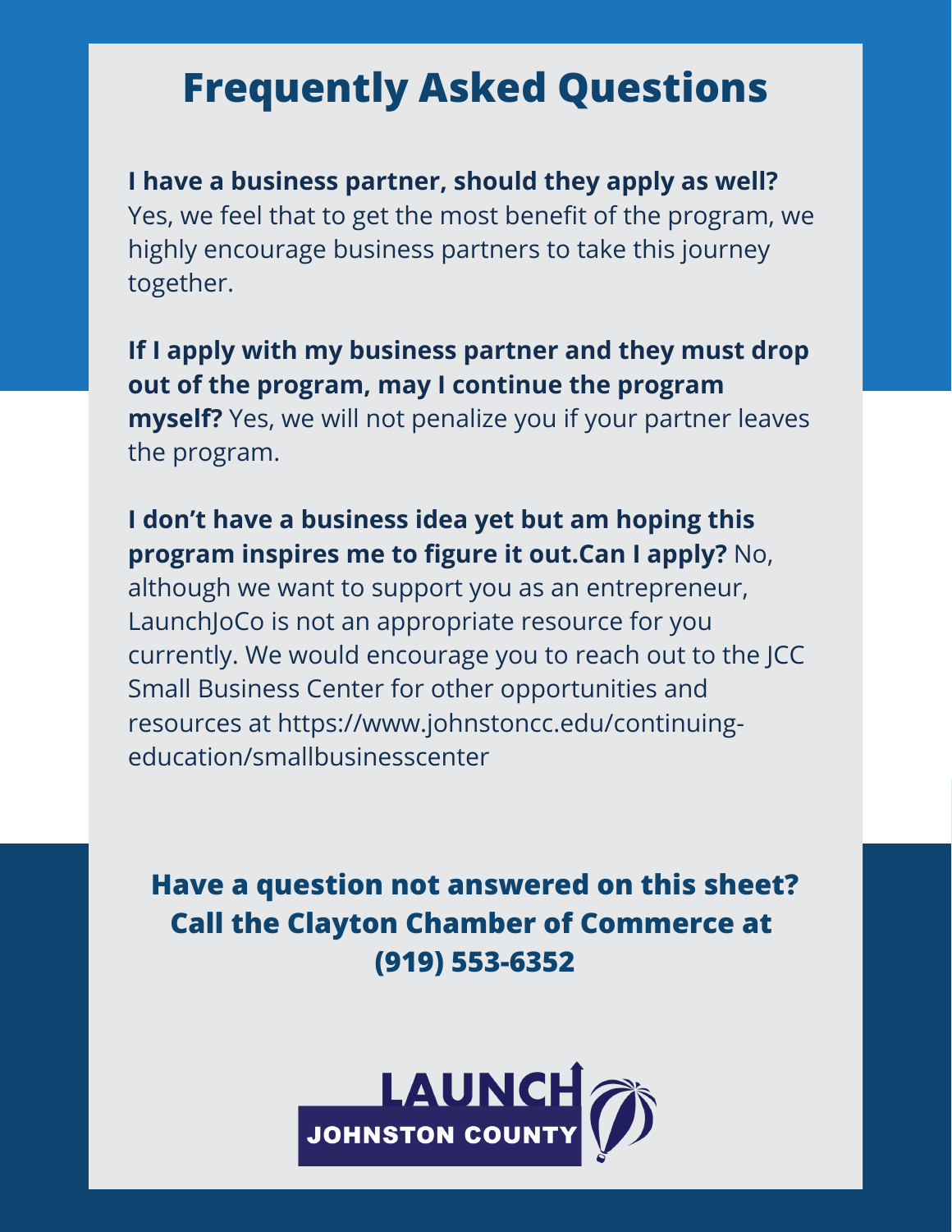# Frequently Asked Questions

**I have a business partner, should they apply as well?** Yes, we feel that to get the most benefit of the program, we highly encourage business partners to take this journey together.

**If I apply with my business partner and they must drop out of the program, may I continue the program myself?** Yes, we will not penalize you if your partner leaves the program.

**I don't have a business idea yet but am hoping this program inspires me to figure it out.Can I apply?** No, although we want to support you as an entrepreneur, LaunchJoCo is not an appropriate resource for you currently. We would encourage you to reach out to the JCC Small Business Center for other opportunities and resources at https://www.johnstoncc.edu/continuing-education/smallbusinesscenter

**Have a question not answered on this sheet? Call the Clayton Chamber of Commerce at (919) 553-6352**

LAUNCH JOHNSTON COUNTY